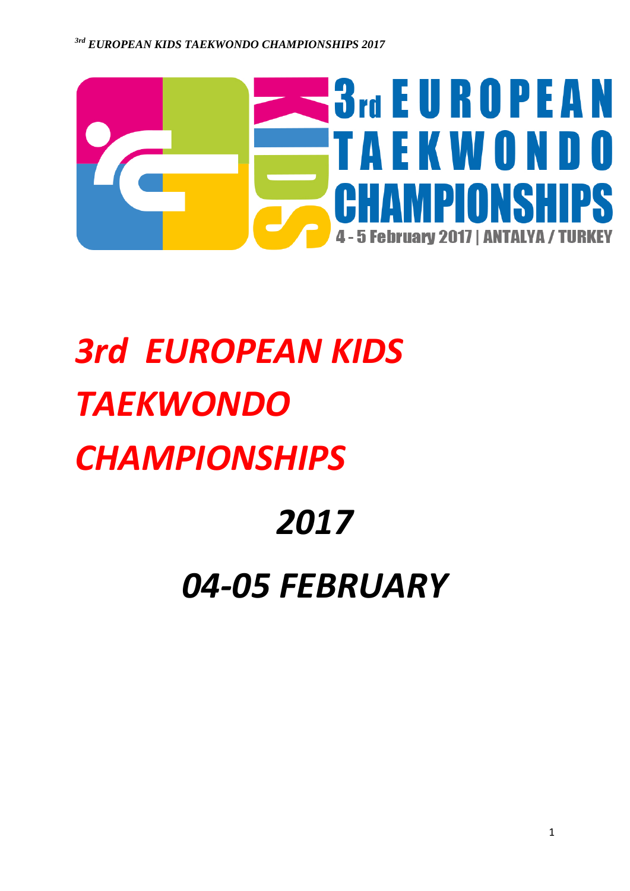3rd EUROPEAN TAEKWONDO CHAMPIONSHIPS

KIDS

4 - 5 February 2017 | ANTALYA / TURKEY

# *3rd EUROPEAN KIDS TAEKWONDO CHAMPIONSHIPS*

# *2017*

# *04-05 FEBRUARY*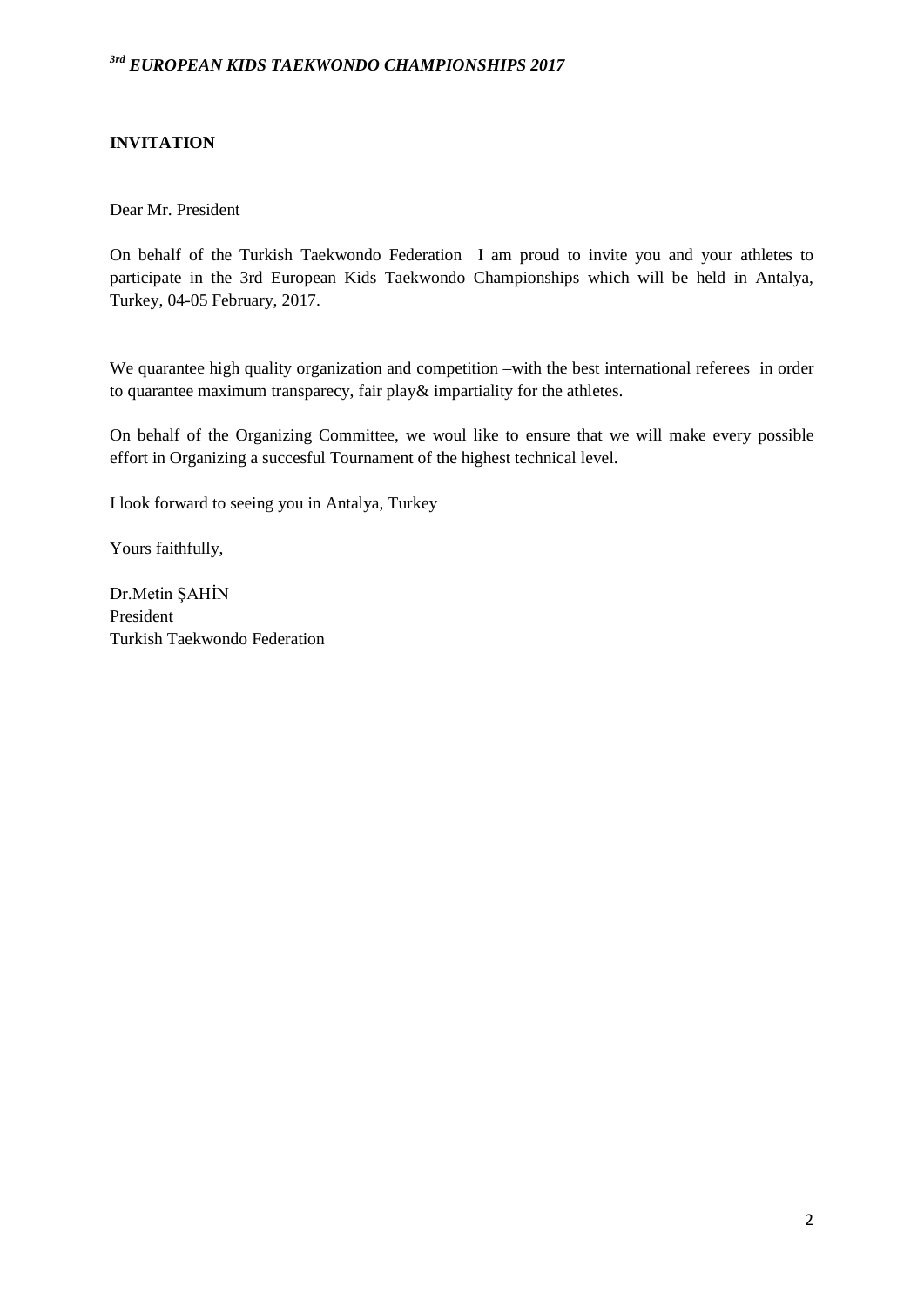*3rd EUROPEAN KIDS TAEKWONDO CHAMPIONSHIPS 2017*

**INVITATION**

Dear Mr. President

On behalf of the Turkish Taekwondo Federation I am proud to invite you and your athletes to participate in the 3rd European Kids Taekwondo Championships which will be held in Antalya, Turkey, 04-05 February, 2017.

We quarantee high quality organization and competition –with the best international referees in order to quarantee maximum transparecy, fair play& impartiality for the athletes.

On behalf of the Organizing Committee, we woul like to ensure that we will make every possible effort in Organizing a succesful Tournament of the highest technical level.

I look forward to seeing you in Antalya, Turkey

Yours faithfully,

Dr.Metin ŞAHİN
President
Turkish Taekwondo Federation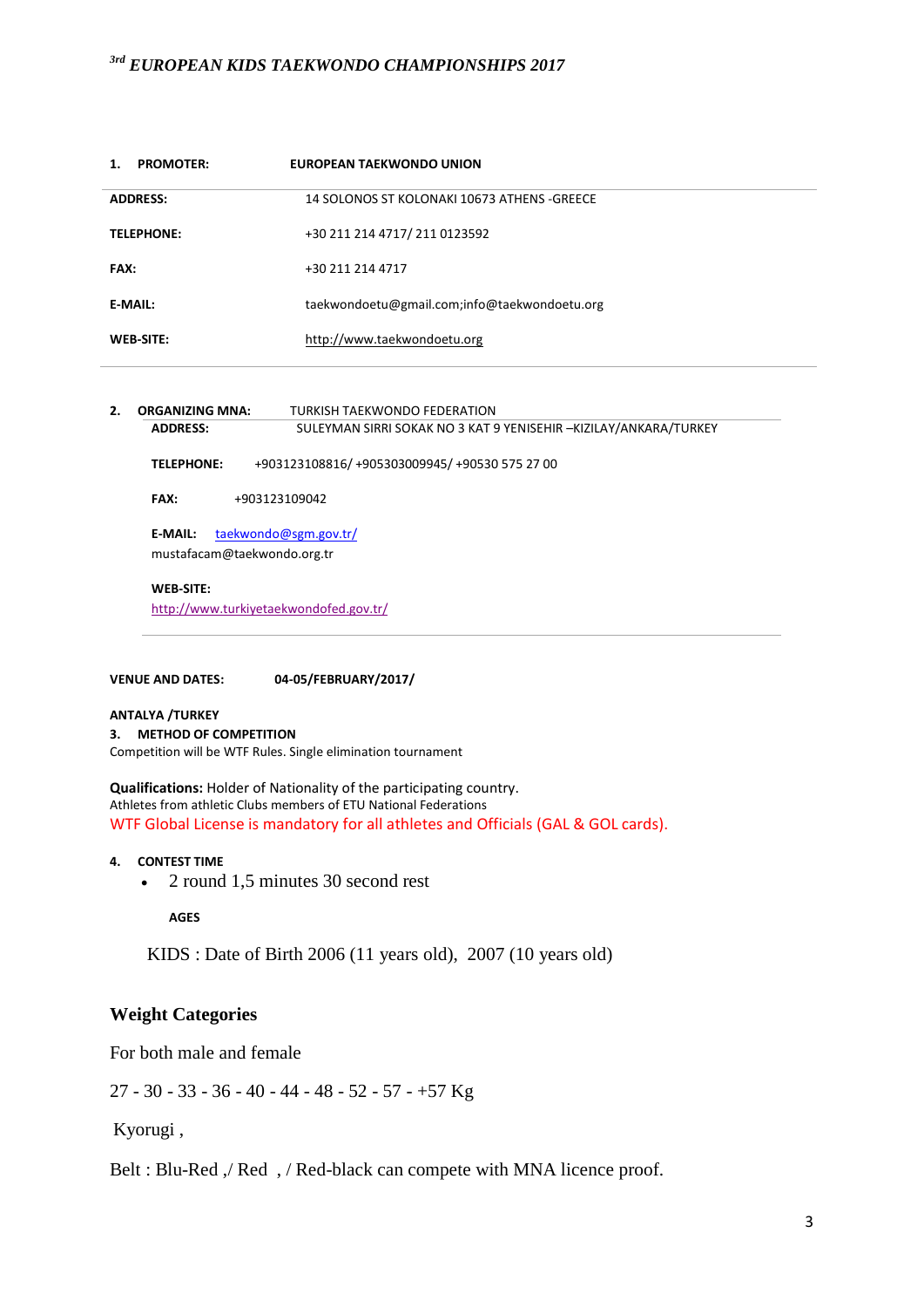# [3rd] EUROPEAN KIDS TAEKWONDO CHAMPIONSHIPS 2017

**1. PROMOTER:** **EUROPEAN TAEKWONDO UNION**

| | |
|---|---|
| **ADDRESS:** | 14 SOLONOS ST KOLONAKI 10673 ATHENS -GREECE |
| **TELEPHONE:** | +30 211 214 4717/ 211 0123592 |
| **FAX:** | +30 211 214 4717 |
| **E-MAIL:** | taekwondoetu@gmail.com;info@taekwondoetu.org |
| **WEB-SITE:** | http://www.taekwondoetu.org |

**2. ORGANIZING MNA:** TURKISH TAEKWONDO FEDERATION

**ADDRESS:** SULEYMAN SIRRI SOKAK NO 3 KAT 9 YENISEHIR –KIZILAY/ANKARA/TURKEY

**TELEPHONE:** +903123108816/ +905303009945/ +90530 575 27 00

**FAX:** +903123109042

**E-MAIL:** taekwondo@sgm.gov.tr/
mustafacam@taekwondo.org.tr

**WEB-SITE:**
http://www.turkiyetaekwondofed.gov.tr/

**VENUE AND DATES:** **04-05/FEBRUARY/2017/**

**ANTALYA /TURKEY**

**3. METHOD OF COMPETITION**

Competition will be WTF Rules. Single elimination tournament

**Qualifications:** Holder of Nationality of the participating country.
Athletes from athletic Clubs members of ETU National Federations
WTF Global License is mandatory for all athletes and Officials (GAL & GOL cards).

**4. CONTEST TIME**

- 2 round 1,5 minutes 30 second rest

**AGES**

KIDS : Date of Birth 2006 (11 years old), 2007 (10 years old)

## Weight Categories

For both male and female

27 - 30 - 33 - 36 - 40 - 44 - 48 - 52 - 57 - +57 Kg

Kyorugi ,

Belt : Blu-Red ,/ Red , / Red-black can compete with MNA licence proof.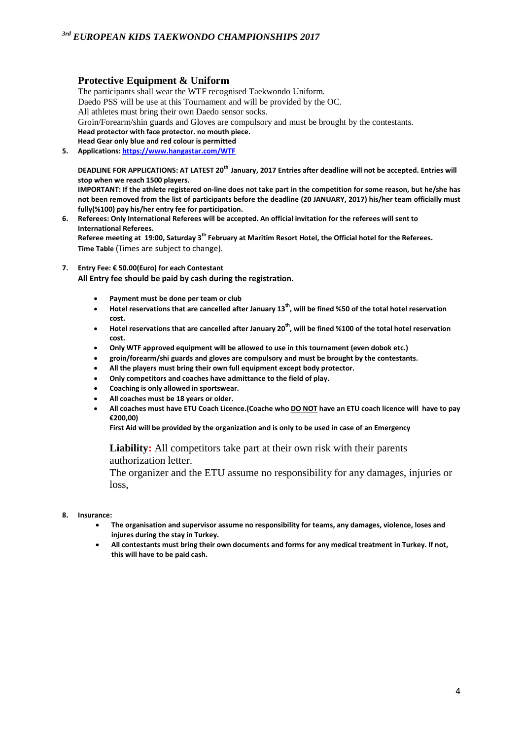## Protective Equipment & Uniform

The participants shall wear the WTF recognised Taekwondo Uniform.
Daedo PSS will be use at this Tournament and will be provided by the OC.
All athletes must bring their own Daedo sensor socks.
Groin/Forearm/shin guards and Gloves are compulsory and must be brought by the contestants.
**Head protector with face protector. no mouth piece.**
**Head Gear only blue and red colour is permitted**

5. **Applications: [https://www.hangastar.com/WTF](https://www.hangastar.com/WTF)**

   **DEADLINE FOR APPLICATIONS: AT LATEST 20th January, 2017 Entries after deadline will not be accepted. Entries will stop when we reach 1500 players.**
   **IMPORTANT: If the athlete registered on-line does not take part in the competition for some reason, but he/she has not been removed from the list of participants before the deadline (20 JANUARY, 2017) his/her team officially must fully(%100) pay his/her entry fee for participation.**

6. **Referees: Only International Referees will be accepted. An official invitation for the referees will sent to International Referees.**
   **Referee meeting at 19:00, Saturday 3th February at Maritim Resort Hotel, the Official hotel for the Referees.**
   **Time Table** (Times are subject to change).

7. **Entry Fee: € 50.00(Euro) for each Contestant**
   **All Entry fee should be paid by cash during the registration.**

   - **Payment must be done per team or club**
   - **Hotel reservations that are cancelled after January 13th, will be fined %50 of the total hotel reservation cost.**
   - **Hotel reservations that are cancelled after January 20th, will be fined %100 of the total hotel reservation cost.**
   - **Only WTF approved equipment will be allowed to use in this tournament (even dobok etc.)**
   - **groin/forearm/shi guards and gloves are compulsory and must be brought by the contestants.**
   - **All the players must bring their own full equipment except body protector.**
   - **Only competitors and coaches have admittance to the field of play.**
   - **Coaching is only allowed in sportswear.**
   - **All coaches must be 18 years or older.**
   - **All coaches must have ETU Coach Licence.(Coache who DO NOT have an ETU coach licence will have to pay €200,00)**

   **First Aid will be provided by the organization and is only to be used in case of an Emergency**

   **Liability:** All competitors take part at their own risk with their parents authorization letter.
   The organizer and the ETU assume no responsibility for any damages, injuries or loss,

8. **Insurance:**
   - **The organisation and supervisor assume no responsibility for teams, any damages, violence, loses and injures during the stay in Turkey.**
   - **All contestants must bring their own documents and forms for any medical treatment in Turkey. If not, this will have to be paid cash.**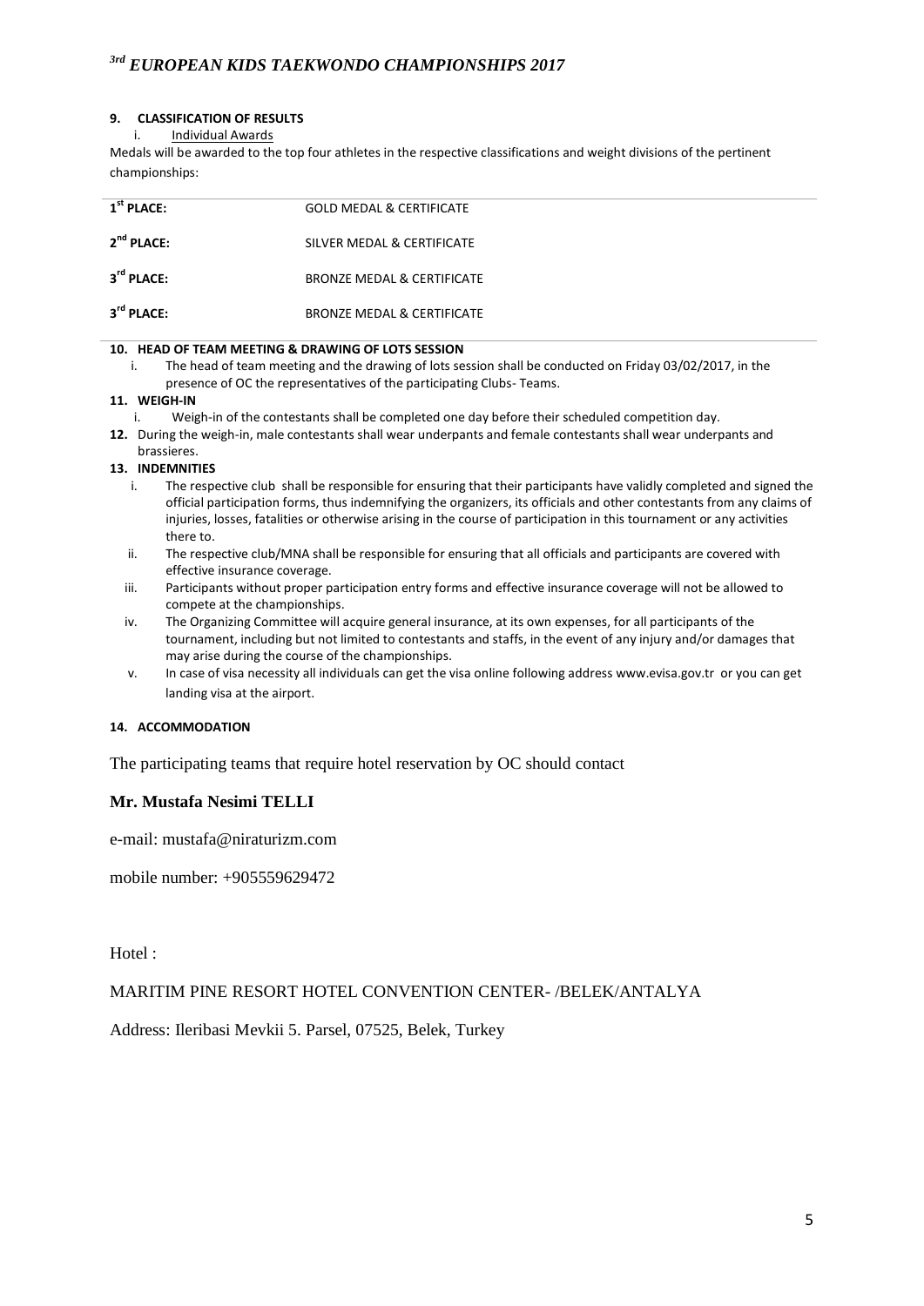## 9. CLASSIFICATION OF RESULTS

i. Individual Awards

Medals will be awarded to the top four athletes in the respective classifications and weight divisions of the pertinent championships:

| | |
|---|---|
| **1st PLACE:** | GOLD MEDAL & CERTIFICATE |
| **2nd PLACE:** | SILVER MEDAL & CERTIFICATE |
| **3rd PLACE:** | BRONZE MEDAL & CERTIFICATE |
| **3rd PLACE:** | BRONZE MEDAL & CERTIFICATE |

## 10. HEAD OF TEAM MEETING & DRAWING OF LOTS SESSION

i. The head of team meeting and the drawing of lots session shall be conducted on Friday 03/02/2017, in the presence of OC the representatives of the participating Clubs- Teams.

## 11. WEIGH-IN

i. Weigh-in of the contestants shall be completed one day before their scheduled competition day.

**12.** During the weigh-in, male contestants shall wear underpants and female contestants shall wear underpants and brassieres.

## 13. INDEMNITIES

i. The respective club shall be responsible for ensuring that their participants have validly completed and signed the official participation forms, thus indemnifying the organizers, its officials and other contestants from any claims of injuries, losses, fatalities or otherwise arising in the course of participation in this tournament or any activities there to.

ii. The respective club/MNA shall be responsible for ensuring that all officials and participants are covered with effective insurance coverage.

iii. Participants without proper participation entry forms and effective insurance coverage will not be allowed to compete at the championships.

iv. The Organizing Committee will acquire general insurance, at its own expenses, for all participants of the tournament, including but not limited to contestants and staffs, in the event of any injury and/or damages that may arise during the course of the championships.

v. In case of visa necessity all individuals can get the visa online following address www.evisa.gov.tr or you can get landing visa at the airport.

## 14. ACCOMMODATION

The participating teams that require hotel reservation by OC should contact

**Mr. Mustafa Nesimi TELLI**

e-mail: mustafa@niraturizm.com

mobile number: +905559629472

Hotel :

MARITIM PINE RESORT HOTEL CONVENTION CENTER- /BELEK/ANTALYA

Address: Ileribasi Mevkii 5. Parsel, 07525, Belek, Turkey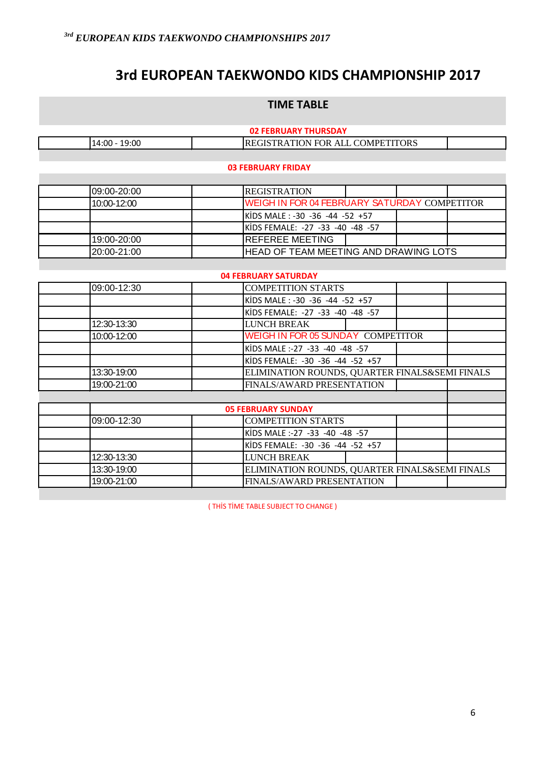# 3rd EUROPEAN TAEKWONDO KIDS CHAMPIONSHIP 2017

## TIME TABLE

**02 FEBRUARY THURSDAY**

| Time | Activity |
|---|---|
| 14:00 - 19:00 | REGISTRATION FOR ALL COMPETITORS |

**03 FEBRUARY FRIDAY**

| Time | Activity |
|---|---|
| 09:00-20:00 | REGISTRATION |
| 10:00-12:00 | WEIGH IN FOR 04 FEBRUARY SATURDAY COMPETITOR |
| | KİDS MALE : -30 -36 -44 -52 +57 |
| | KİDS FEMALE: -27 -33 -40 -48 -57 |
| 19:00-20:00 | REFEREE MEETING |
| 20:00-21:00 | HEAD OF TEAM MEETING AND DRAWING LOTS |

**04 FEBRUARY SATURDAY**

| Time | Activity |
|---|---|
| 09:00-12:30 | COMPETITION STARTS |
| | KİDS MALE : -30 -36 -44 -52 +57 |
| | KİDS FEMALE: -27 -33 -40 -48 -57 |
| 12:30-13:30 | LUNCH BREAK |
| 10:00-12:00 | WEIGH IN FOR 05 SUNDAY COMPETITOR |
| | KİDS MALE :-27 -33 -40 -48 -57 |
| | KİDS FEMALE: -30 -36 -44 -52 +57 |
| 13:30-19:00 | ELIMINATION ROUNDS, QUARTER FINALS&SEMI FINALS |
| 19:00-21:00 | FINALS/AWARD PRESENTATION |

**05 FEBRUARY SUNDAY**

| Time | Activity |
|---|---|
| 09:00-12:30 | COMPETITION STARTS |
| | KİDS MALE :-27 -33 -40 -48 -57 |
| | KİDS FEMALE: -30 -36 -44 -52 +57 |
| 12:30-13:30 | LUNCH BREAK |
| 13:30-19:00 | ELIMINATION ROUNDS, QUARTER FINALS&SEMI FINALS |
| 19:00-21:00 | FINALS/AWARD PRESENTATION |

( THİS TİME TABLE SUBJECT TO CHANGE )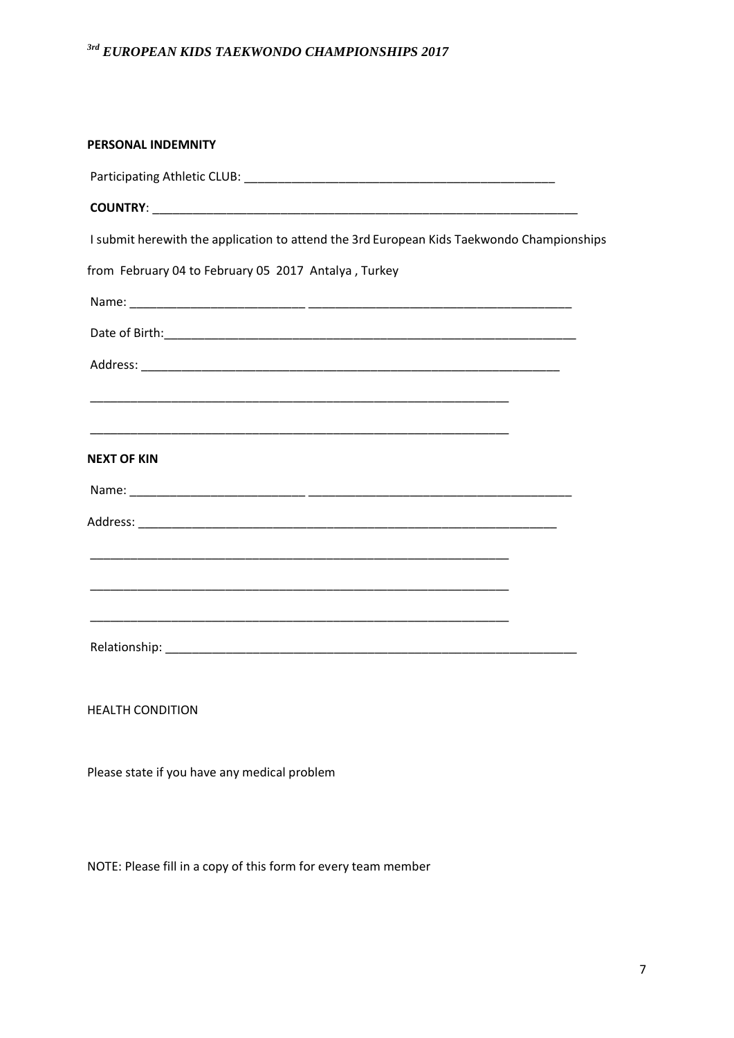*3rd EUROPEAN KIDS TAEKWONDO CHAMPIONSHIPS 2017*

**PERSONAL INDEMNITY**

Participating Athletic CLUB: ______________________________________________

**COUNTRY**: _______________________________________________________________

I submit herewith the application to attend the 3rd European Kids Taekwondo Championships

from February 04 to February 05 2017 Antalya , Turkey

Name: __________________________ ________________________________________

Date of Birth:_______________________________________________________________

Address: _________________________________________________________________

_________________________________________________________________

_________________________________________________________________

**NEXT OF KIN**

Name: __________________________ ________________________________________

Address: _________________________________________________________________

_________________________________________________________________

_________________________________________________________________

_________________________________________________________________

Relationship: _______________________________________________________________

HEALTH CONDITION

Please state if you have any medical problem

NOTE: Please fill in a copy of this form for every team member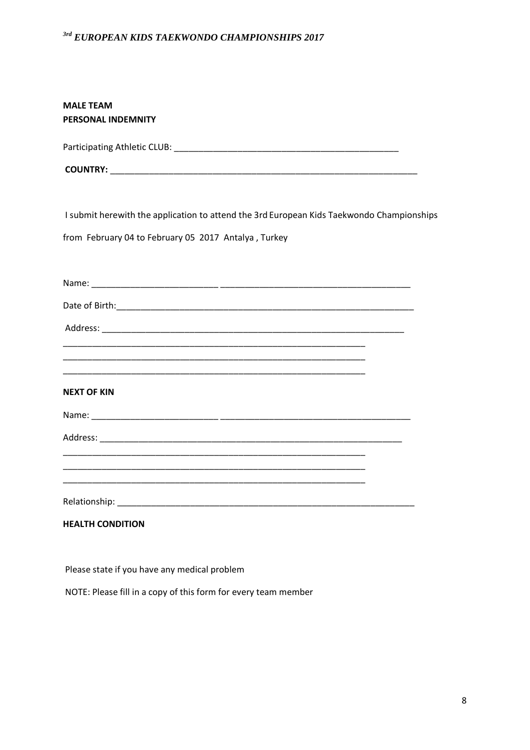**MALE TEAM**
**PERSONAL INDEMNITY**

Participating Athletic CLUB: _______________________________________________

**COUNTRY:** _______________________________________________________________

I submit herewith the application to attend the 3rd European Kids Taekwondo Championships from February 04 to February 05 2017 Antalya , Turkey

Name: __________________________ _______________________________________

Date of Birth: _____________________________________________________________

Address: _________________________________________________________________

_________________________________________________________________

_________________________________________________________________

_________________________________________________________________

**NEXT OF KIN**

Name: __________________________ _______________________________________

Address: _________________________________________________________________

_________________________________________________________________

_________________________________________________________________

_________________________________________________________________

Relationship: ______________________________________________________________

**HEALTH CONDITION**

Please state if you have any medical problem

NOTE: Please fill in a copy of this form for every team member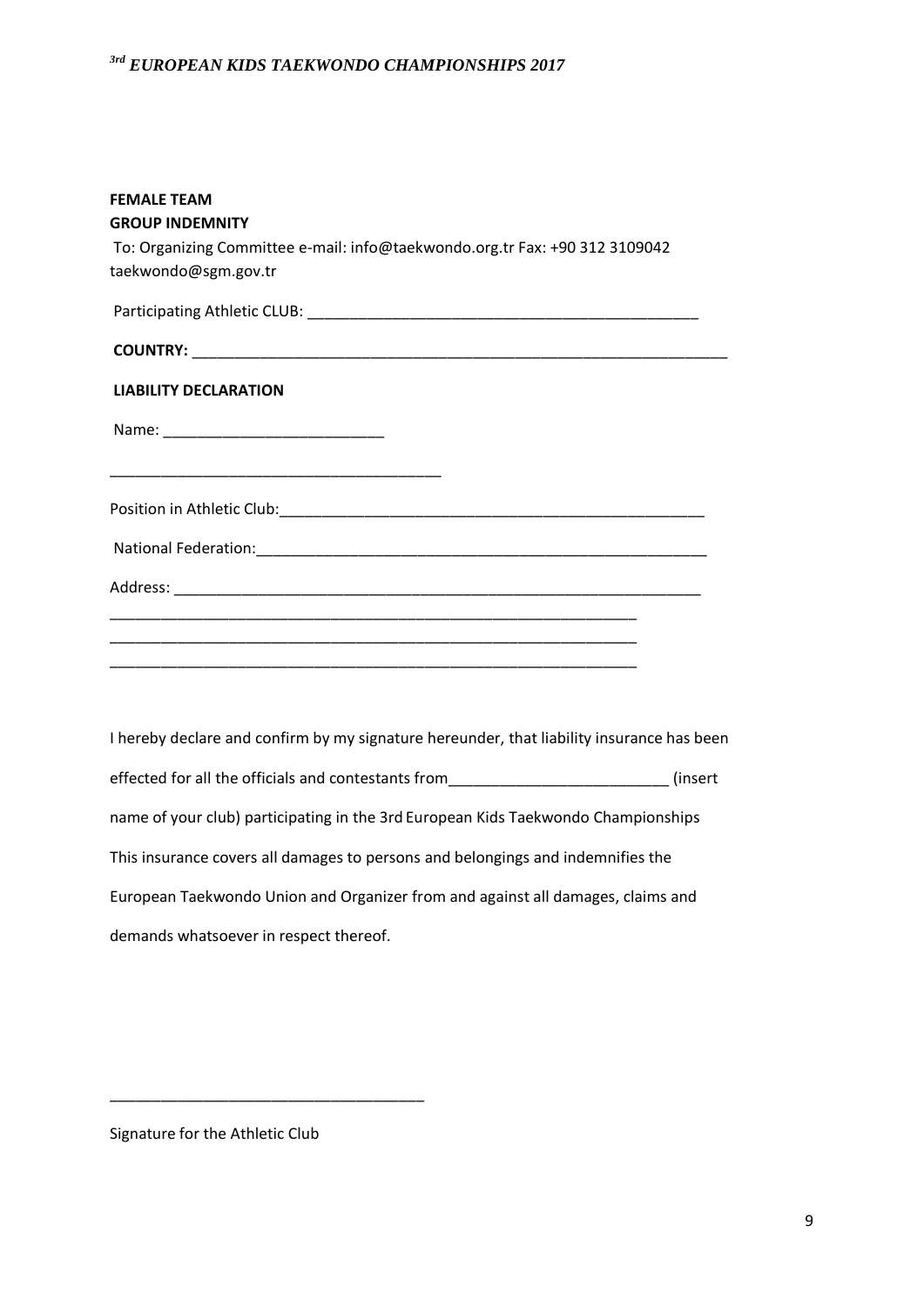**FEMALE TEAM**
**GROUP INDEMNITY**

To: Organizing Committee e-mail: info@taekwondo.org.tr Fax: +90 312 3109042 taekwondo@sgm.gov.tr

Participating Athletic CLUB: _______________________________________________

**COUNTRY:** _________________________________________________________________

**LIABILITY DECLARATION**

Name: __________________________

_______________________________________

Position in Athletic Club:_____________________________________________________

National Federation:_________________________________________________________

Address: _______________________________________________________________
_________________________________________________________________
_________________________________________________________________
_________________________________________________________________

I hereby declare and confirm by my signature hereunder, that liability insurance has been effected for all the officials and contestants from__________________________ (insert name of your club) participating in the 3rd European Kids Taekwondo Championships This insurance covers all damages to persons and belongings and indemnifies the European Taekwondo Union and Organizer from and against all damages, claims and demands whatsoever in respect thereof.

______________________________________

Signature for the Athletic Club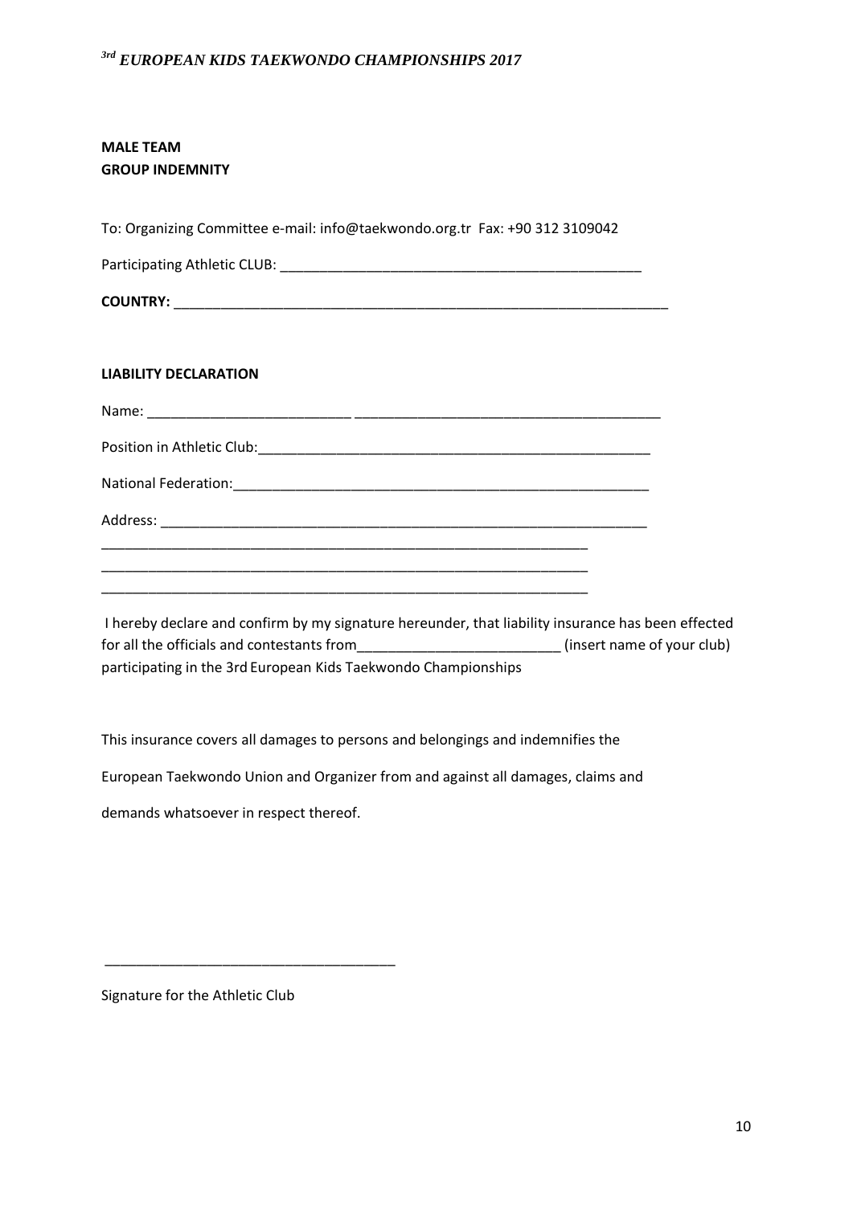**MALE TEAM**
**GROUP INDEMNITY**

To: Organizing Committee e-mail: info@taekwondo.org.tr Fax: +90 312 3109042

Participating Athletic CLUB: _______________________________________________

**COUNTRY:** _________________________________________________________________

**LIABILITY DECLARATION**

Name: __________________________ ________________________________________

Position in Athletic Club:____________________________________________________

National Federation:_______________________________________________________

Address: ______________________________________________________________

_________________________________________________________________

_________________________________________________________________

_________________________________________________________________

I hereby declare and confirm by my signature hereunder, that liability insurance has been effected for all the officials and contestants from__________________________ (insert name of your club) participating in the 3rd European Kids Taekwondo Championships

This insurance covers all damages to persons and belongings and indemnifies the

European Taekwondo Union and Organizer from and against all damages, claims and

demands whatsoever in respect thereof.

_____________________________________

Signature for the Athletic Club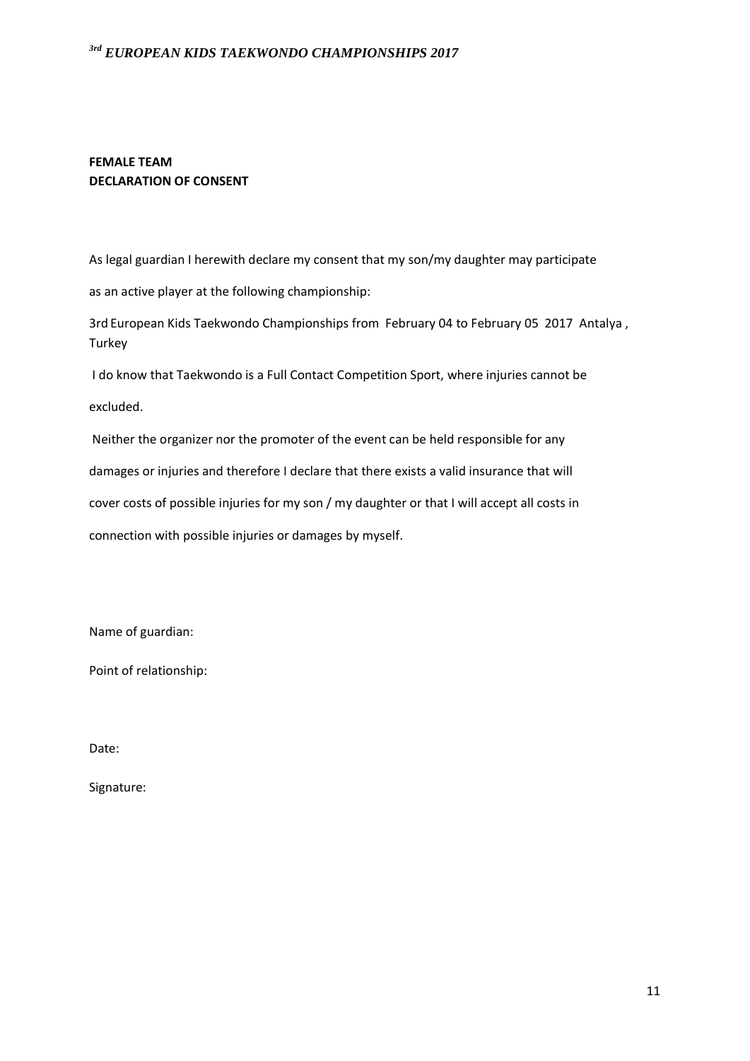**FEMALE TEAM**
**DECLARATION OF CONSENT**

As legal guardian I herewith declare my consent that my son/my daughter may participate as an active player at the following championship:

3rd European Kids Taekwondo Championships from February 04 to February 05 2017 Antalya , Turkey

I do know that Taekwondo is a Full Contact Competition Sport, where injuries cannot be excluded.

Neither the organizer nor the promoter of the event can be held responsible for any damages or injuries and therefore I declare that there exists a valid insurance that will cover costs of possible injuries for my son / my daughter or that I will accept all costs in connection with possible injuries or damages by myself.

Name of guardian:

Point of relationship:

Date:

Signature: